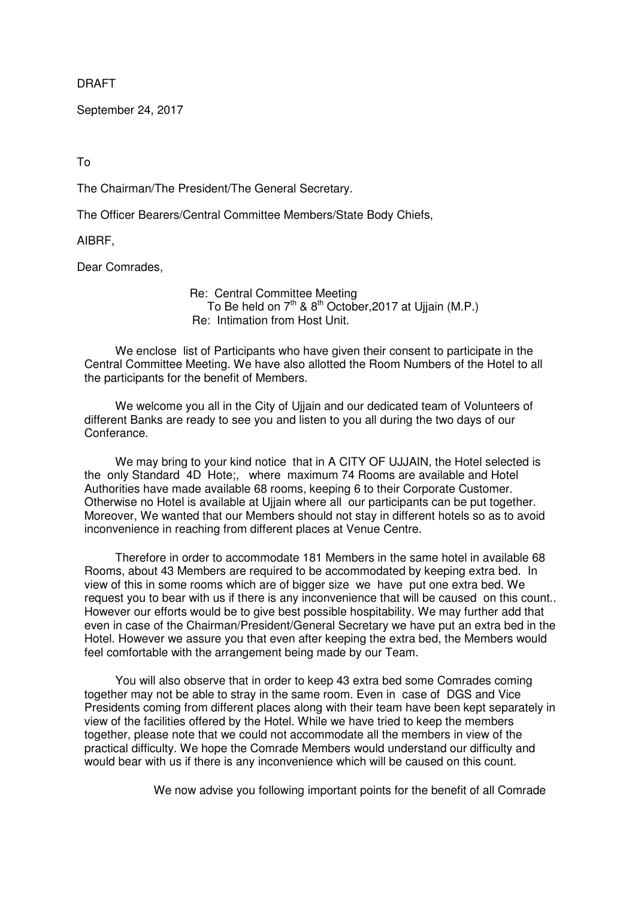DRAFT

September 24, 2017

To

The Chairman/The President/The General Secretary.

The Officer Bearers/Central Committee Members/State Body Chiefs,

AIBRF,

Dear Comrades,

Re: Central Committee Meeting
To Be held on 7th & 8th October,2017 at Ujjain (M.P.)
Re: Intimation from Host Unit.

We enclose list of Participants who have given their consent to participate in the Central Committee Meeting. We have also allotted the Room Numbers of the Hotel to all the participants for the benefit of Members.

We welcome you all in the City of Ujjain and our dedicated team of Volunteers of different Banks are ready to see you and listen to you all during the two days of our Conferance.

We may bring to your kind notice that in A CITY OF UJJAIN, the Hotel selected is the only Standard 4D Hote;, where maximum 74 Rooms are available and Hotel Authorities have made available 68 rooms, keeping 6 to their Corporate Customer. Otherwise no Hotel is available at Ujjain where all our participants can be put together. Moreover, We wanted that our Members should not stay in different hotels so as to avoid inconvenience in reaching from different places at Venue Centre.

Therefore in order to accommodate 181 Members in the same hotel in available 68 Rooms, about 43 Members are required to be accommodated by keeping extra bed. In view of this in some rooms which are of bigger size we have put one extra bed. We request you to bear with us if there is any inconvenience that will be caused on this count.. However our efforts would be to give best possible hospitability. We may further add that even in case of the Chairman/President/General Secretary we have put an extra bed in the Hotel. However we assure you that even after keeping the extra bed, the Members would feel comfortable with the arrangement being made by our Team.

You will also observe that in order to keep 43 extra bed some Comrades coming together may not be able to stray in the same room. Even in case of DGS and Vice Presidents coming from different places along with their team have been kept separately in view of the facilities offered by the Hotel. While we have tried to keep the members together, please note that we could not accommodate all the members in view of the practical difficulty. We hope the Comrade Members would understand our difficulty and would bear with us if there is any inconvenience which will be caused on this count.

We now advise you following important points for the benefit of all Comrade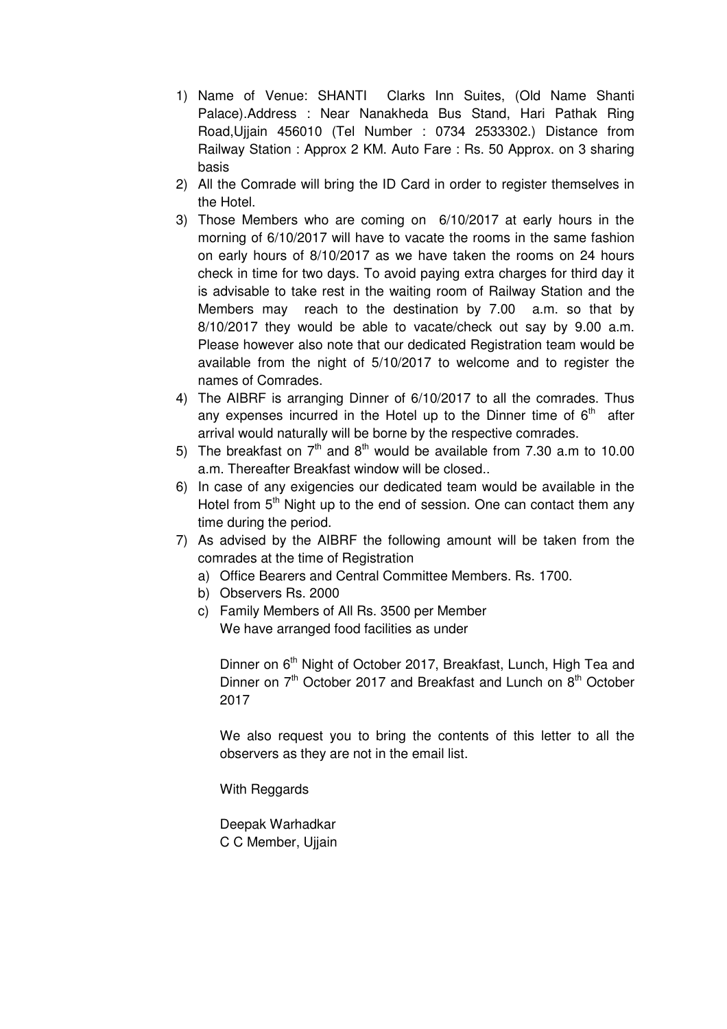1) Name of Venue: SHANTI Clarks Inn Suites, (Old Name Shanti Palace).Address : Near Nanakheda Bus Stand, Hari Pathak Ring Road,Ujjain 456010 (Tel Number : 0734 2533302.) Distance from Railway Station : Approx 2 KM. Auto Fare : Rs. 50 Approx. on 3 sharing basis
2) All the Comrade will bring the ID Card in order to register themselves in the Hotel.
3) Those Members who are coming on 6/10/2017 at early hours in the morning of 6/10/2017 will have to vacate the rooms in the same fashion on early hours of 8/10/2017 as we have taken the rooms on 24 hours check in time for two days. To avoid paying extra charges for third day it is advisable to take rest in the waiting room of Railway Station and the Members may reach to the destination by 7.00 a.m. so that by 8/10/2017 they would be able to vacate/check out say by 9.00 a.m. Please however also note that our dedicated Registration team would be available from the night of 5/10/2017 to welcome and to register the names of Comrades.
4) The AIBRF is arranging Dinner of 6/10/2017 to all the comrades. Thus any expenses incurred in the Hotel up to the Dinner time of 6th after arrival would naturally will be borne by the respective comrades.
5) The breakfast on 7th and 8th would be available from 7.30 a.m to 10.00 a.m. Thereafter Breakfast window will be closed..
6) In case of any exigencies our dedicated team would be available in the Hotel from 5th Night up to the end of session. One can contact them any time during the period.
7) As advised by the AIBRF the following amount will be taken from the comrades at the time of Registration
   a) Office Bearers and Central Committee Members. Rs. 1700.
   b) Observers Rs. 2000
   c) Family Members of All Rs. 3500 per Member
   We have arranged food facilities as under

   Dinner on 6th Night of October 2017, Breakfast, Lunch, High Tea and Dinner on 7th October 2017 and Breakfast and Lunch on 8th October 2017

   We also request you to bring the contents of this letter to all the observers as they are not in the email list.

   With Reggards

   Deepak Warhadkar
   C C Member, Ujjain